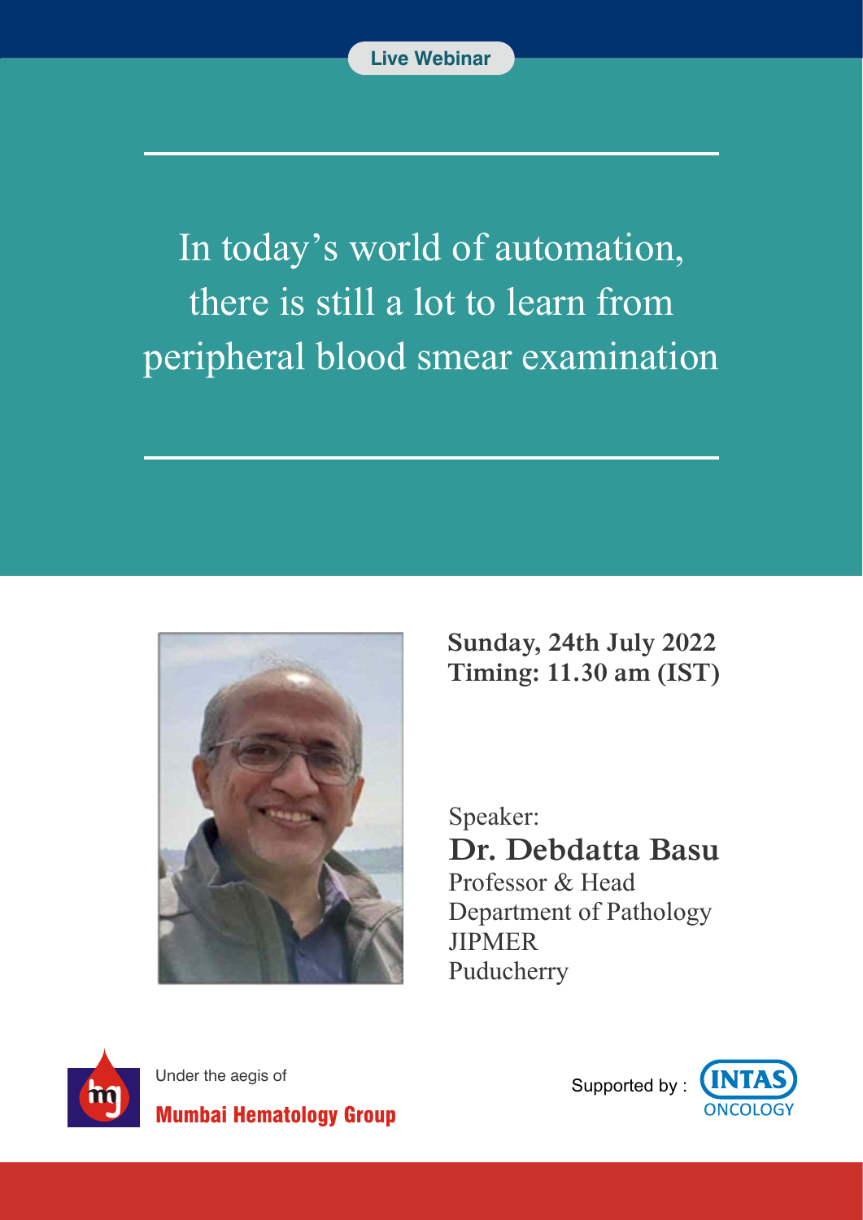Live Webinar

# In today's world of automation, there is still a lot to learn from peripheral blood smear examination

**Sunday, 24th July 2022**
**Timing: 11.30 am (IST)**

Speaker:
**Dr. Debdatta Basu**
Professor & Head
Department of Pathology
JIPMER
Puducherry

Under the aegis of
**Mumbai Hematology Group**

Supported by : INTAS ONCOLOGY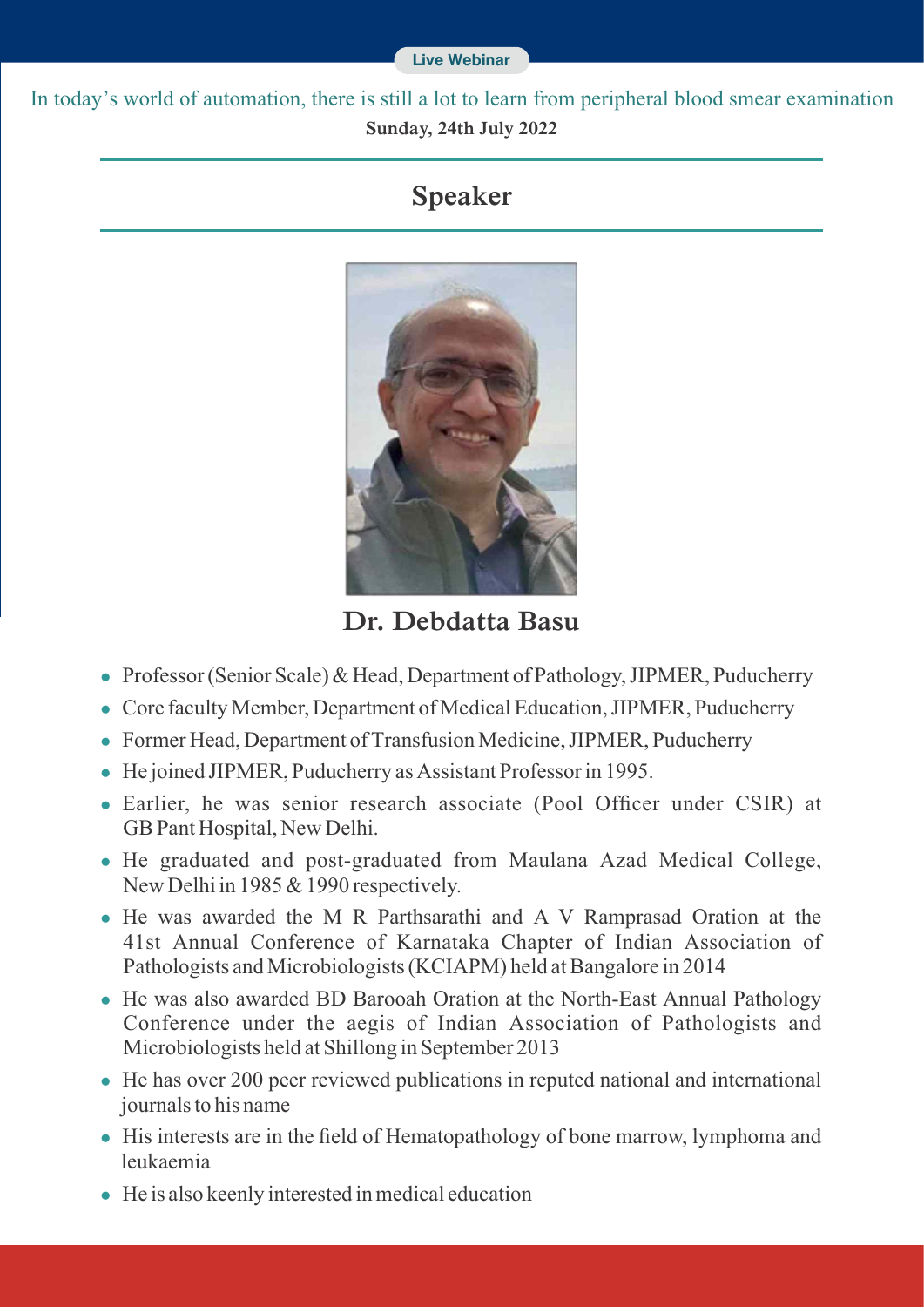Live Webinar

In today's world of automation, there is still a lot to learn from peripheral blood smear examination

**Sunday, 24th July 2022**

## Speaker

### Dr. Debdatta Basu

- Professor (Senior Scale) & Head, Department of Pathology, JIPMER, Puducherry
- Core faculty Member, Department of Medical Education, JIPMER, Puducherry
- Former Head, Department of Transfusion Medicine, JIPMER, Puducherry
- He joined JIPMER, Puducherry as Assistant Professor in 1995.
- Earlier, he was senior research associate (Pool Officer under CSIR) at GB Pant Hospital, New Delhi.
- He graduated and post-graduated from Maulana Azad Medical College, New Delhi in 1985 & 1990 respectively.
- He was awarded the M R Parthsarathi and A V Ramprasad Oration at the 41st Annual Conference of Karnataka Chapter of Indian Association of Pathologists and Microbiologists (KCIAPM) held at Bangalore in 2014
- He was also awarded BD Barooah Oration at the North-East Annual Pathology Conference under the aegis of Indian Association of Pathologists and Microbiologists held at Shillong in September 2013
- He has over 200 peer reviewed publications in reputed national and international journals to his name
- His interests are in the field of Hematopathology of bone marrow, lymphoma and leukaemia
- He is also keenly interested in medical education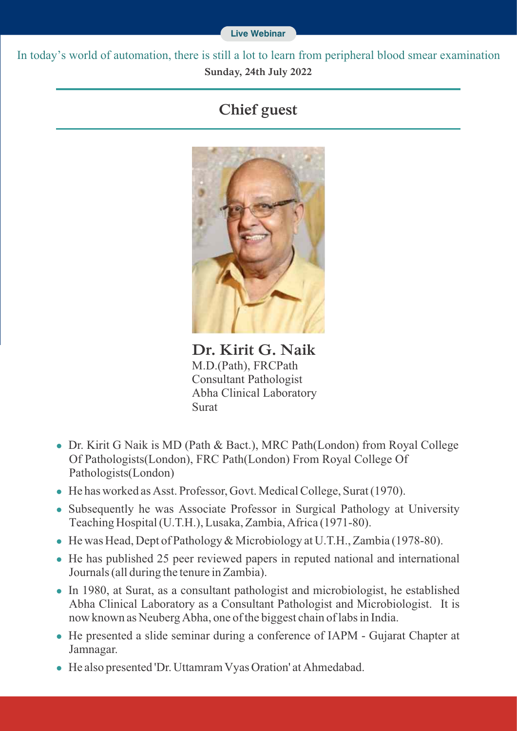Live Webinar

In today's world of automation, there is still a lot to learn from peripheral blood smear examination

**Sunday, 24th July 2022**

## Chief guest

**Dr. Kirit G. Naik**
M.D.(Path), FRCPath
Consultant Pathologist
Abha Clinical Laboratory
Surat

- Dr. Kirit G Naik is MD (Path & Bact.), MRC Path(London) from Royal College Of Pathologists(London), FRC Path(London) From Royal College Of Pathologists(London)
- He has worked as Asst. Professor, Govt. Medical College, Surat (1970).
- Subsequently he was Associate Professor in Surgical Pathology at University Teaching Hospital (U.T.H.), Lusaka, Zambia, Africa (1971-80).
- He was Head, Dept of Pathology & Microbiology at U.T.H., Zambia (1978-80).
- He has published 25 peer reviewed papers in reputed national and international Journals (all during the tenure in Zambia).
- In 1980, at Surat, as a consultant pathologist and microbiologist, he established Abha Clinical Laboratory as a Consultant Pathologist and Microbiologist. It is now known as Neuberg Abha, one of the biggest chain of labs in India.
- He presented a slide seminar during a conference of IAPM - Gujarat Chapter at Jamnagar.
- He also presented 'Dr. Uttamram Vyas Oration' at Ahmedabad.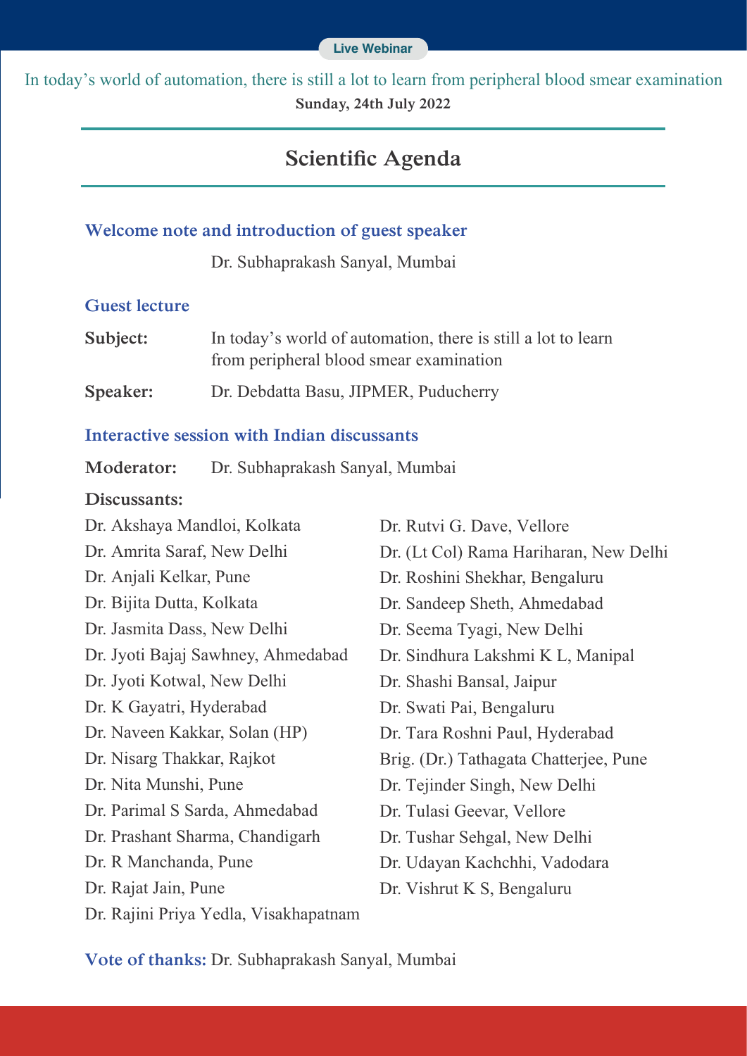Live Webinar

In today's world of automation, there is still a lot to learn from peripheral blood smear examination

**Sunday, 24th July 2022**

# Scientific Agenda

### Welcome note and introduction of guest speaker

Dr. Subhaprakash Sanyal, Mumbai

### Guest lecture

**Subject:** In today's world of automation, there is still a lot to learn from peripheral blood smear examination

**Speaker:** Dr. Debdatta Basu, JIPMER, Puducherry

### Interactive session with Indian discussants

**Moderator:** Dr. Subhaprakash Sanyal, Mumbai

**Discussants:**

Dr. Akshaya Mandloi, Kolkata
Dr. Amrita Saraf, New Delhi
Dr. Anjali Kelkar, Pune
Dr. Bijita Dutta, Kolkata
Dr. Jasmita Dass, New Delhi
Dr. Jyoti Bajaj Sawhney, Ahmedabad
Dr. Jyoti Kotwal, New Delhi
Dr. K Gayatri, Hyderabad
Dr. Naveen Kakkar, Solan (HP)
Dr. Nisarg Thakkar, Rajkot
Dr. Nita Munshi, Pune
Dr. Parimal S Sarda, Ahmedabad
Dr. Prashant Sharma, Chandigarh
Dr. R Manchanda, Pune
Dr. Rajat Jain, Pune
Dr. Rajini Priya Yedla, Visakhapatnam
Dr. Rutvi G. Dave, Vellore
Dr. (Lt Col) Rama Hariharan, New Delhi
Dr. Roshini Shekhar, Bengaluru
Dr. Sandeep Sheth, Ahmedabad
Dr. Seema Tyagi, New Delhi
Dr. Sindhura Lakshmi K L, Manipal
Dr. Shashi Bansal, Jaipur
Dr. Swati Pai, Bengaluru
Dr. Tara Roshni Paul, Hyderabad
Brig. (Dr.) Tathagata Chatterjee, Pune
Dr. Tejinder Singh, New Delhi
Dr. Tulasi Geevar, Vellore
Dr. Tushar Sehgal, New Delhi
Dr. Udayan Kachchhi, Vadodara
Dr. Vishrut K S, Bengaluru

**Vote of thanks:** Dr. Subhaprakash Sanyal, Mumbai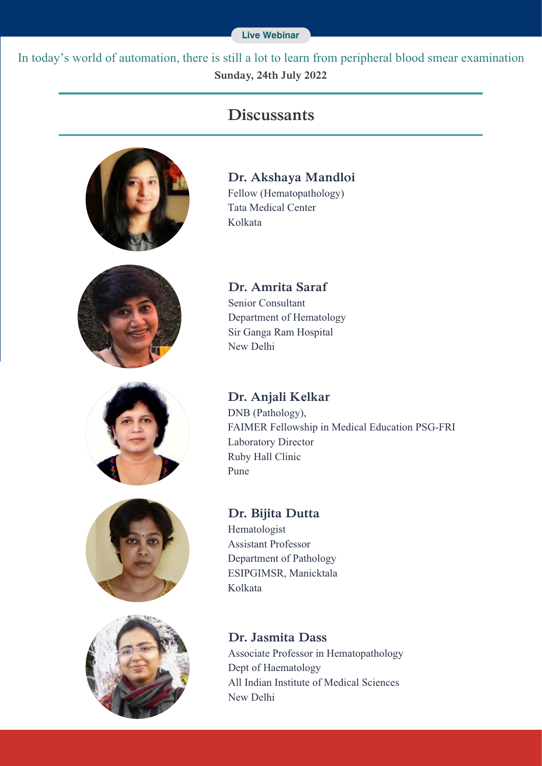Live Webinar

In today's world of automation, there is still a lot to learn from peripheral blood smear examination

**Sunday, 24th July 2022**

## Discussants

**Dr. Akshaya Mandloi**
Fellow (Hematopathology)
Tata Medical Center
Kolkata

**Dr. Amrita Saraf**
Senior Consultant
Department of Hematology
Sir Ganga Ram Hospital
New Delhi

**Dr. Anjali Kelkar**
DNB (Pathology),
FAIMER Fellowship in Medical Education PSG-FRI
Laboratory Director
Ruby Hall Clinic
Pune

**Dr. Bijita Dutta**
Hematologist
Assistant Professor
Department of Pathology
ESIPGIMSR, Manicktala
Kolkata

**Dr. Jasmita Dass**
Associate Professor in Hematopathology
Dept of Haematology
All Indian Institute of Medical Sciences
New Delhi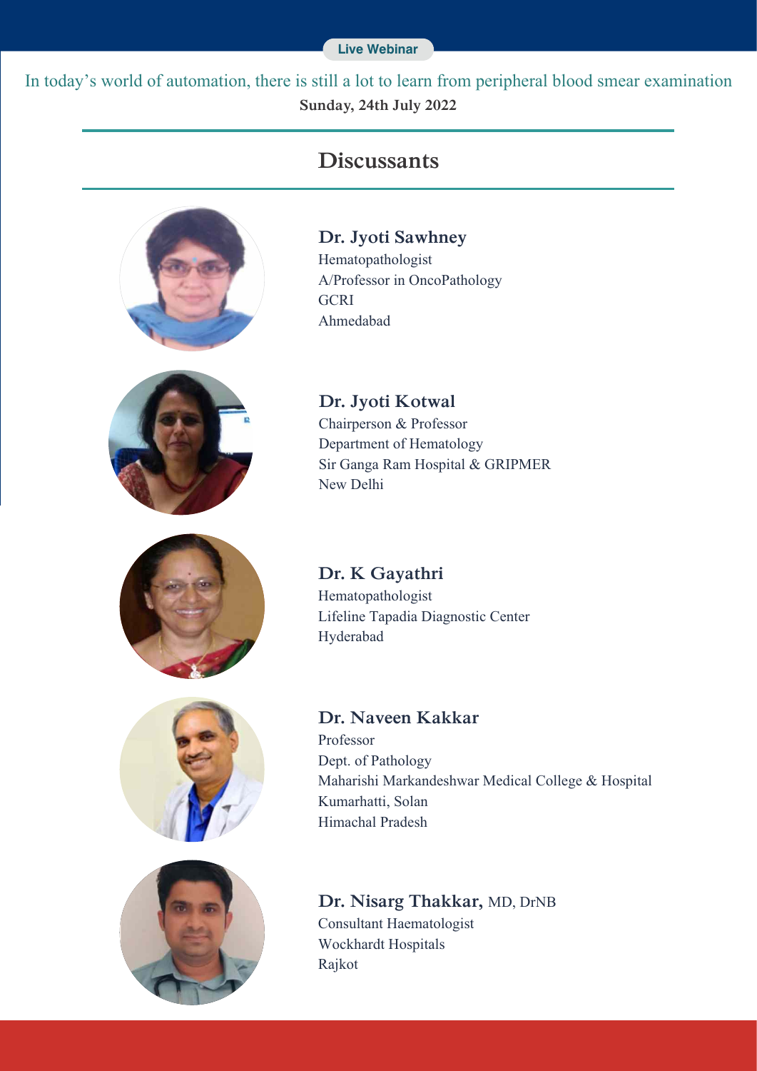Live Webinar

In today's world of automation, there is still a lot to learn from peripheral blood smear examination

**Sunday, 24th July 2022**

## Discussants

**Dr. Jyoti Sawhney**
Hematopathologist
A/Professor in OncoPathology
GCRI
Ahmedabad

**Dr. Jyoti Kotwal**
Chairperson & Professor
Department of Hematology
Sir Ganga Ram Hospital & GRIPMER
New Delhi

**Dr. K Gayathri**
Hematopathologist
Lifeline Tapadia Diagnostic Center
Hyderabad

**Dr. Naveen Kakkar**
Professor
Dept. of Pathology
Maharishi Markandeshwar Medical College & Hospital
Kumarhatti, Solan
Himachal Pradesh

**Dr. Nisarg Thakkar,** MD, DrNB
Consultant Haematologist
Wockhardt Hospitals
Rajkot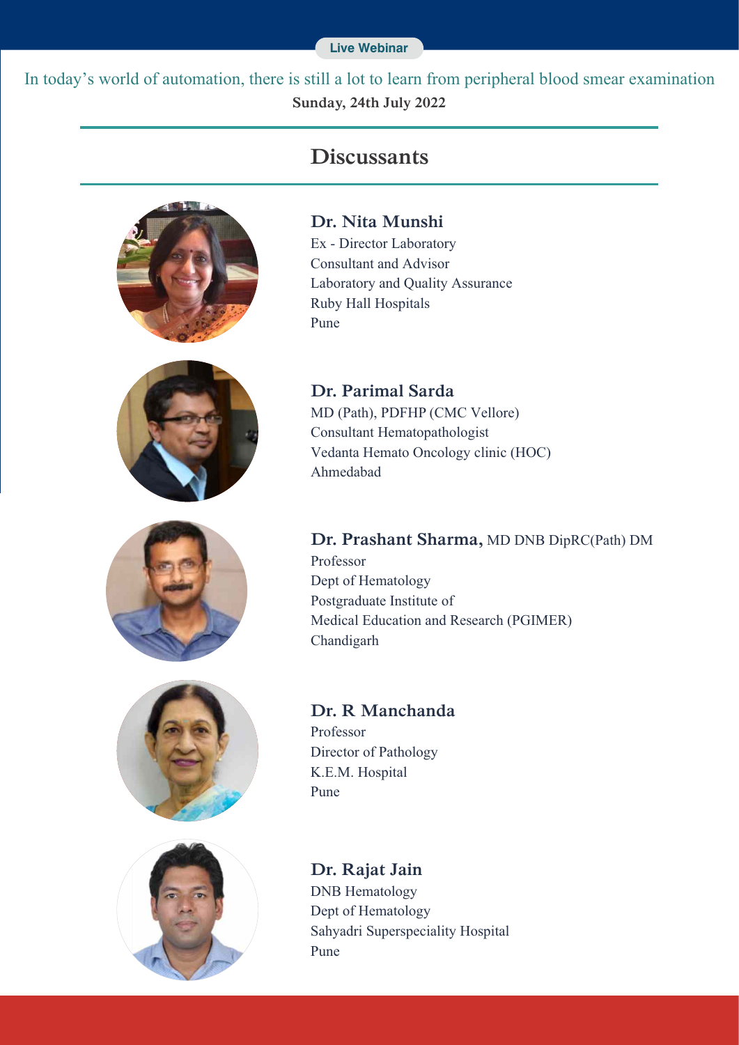**Live Webinar**

In today's world of automation, there is still a lot to learn from peripheral blood smear examination

**Sunday, 24th July 2022**

## Discussants

**Dr. Nita Munshi**
Ex - Director Laboratory
Consultant and Advisor
Laboratory and Quality Assurance
Ruby Hall Hospitals
Pune

**Dr. Parimal Sarda**
MD (Path), PDFHP (CMC Vellore)
Consultant Hematopathologist
Vedanta Hemato Oncology clinic (HOC)
Ahmedabad

**Dr. Prashant Sharma,** MD DNB DipRC(Path) DM
Professor
Dept of Hematology
Postgraduate Institute of
Medical Education and Research (PGIMER)
Chandigarh

**Dr. R Manchanda**
Professor
Director of Pathology
K.E.M. Hospital
Pune

**Dr. Rajat Jain**
DNB Hematology
Dept of Hematology
Sahyadri Superspeciality Hospital
Pune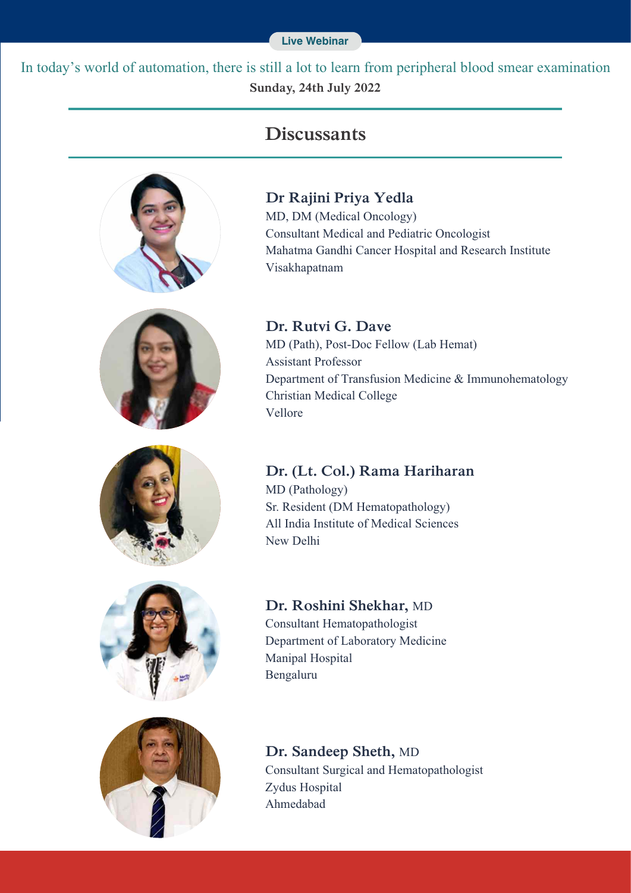Live Webinar

In today's world of automation, there is still a lot to learn from peripheral blood smear examination

**Sunday, 24th July 2022**

## Discussants

**Dr Rajini Priya Yedla**
MD, DM (Medical Oncology)
Consultant Medical and Pediatric Oncologist
Mahatma Gandhi Cancer Hospital and Research Institute
Visakhapatnam

**Dr. Rutvi G. Dave**
MD (Path), Post-Doc Fellow (Lab Hemat)
Assistant Professor
Department of Transfusion Medicine & Immunohematology
Christian Medical College
Vellore

**Dr. (Lt. Col.) Rama Hariharan**
MD (Pathology)
Sr. Resident (DM Hematopathology)
All India Institute of Medical Sciences
New Delhi

**Dr. Roshini Shekhar,** MD
Consultant Hematopathologist
Department of Laboratory Medicine
Manipal Hospital
Bengaluru

**Dr. Sandeep Sheth,** MD
Consultant Surgical and Hematopathologist
Zydus Hospital
Ahmedabad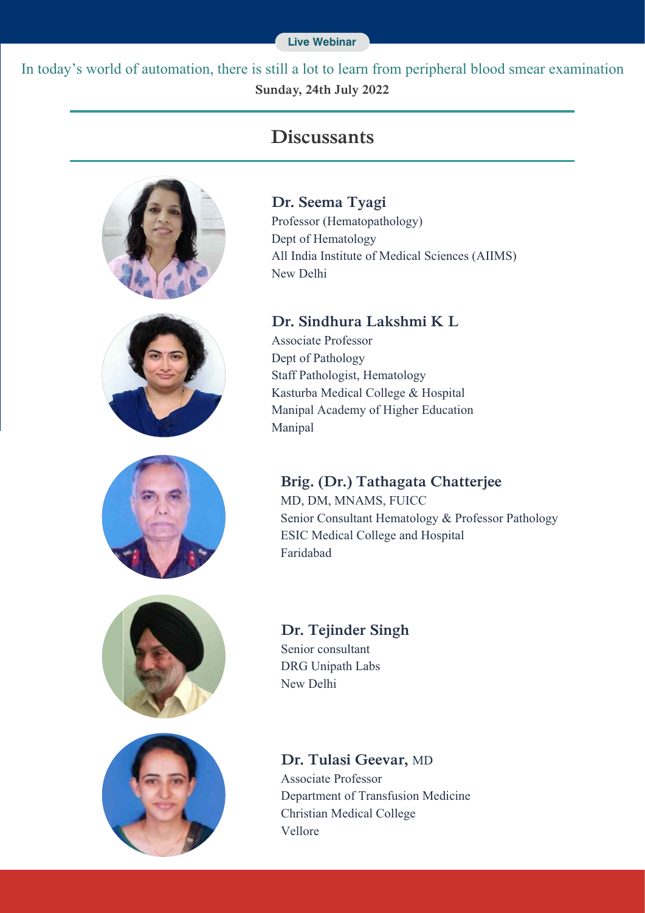Live Webinar

In today's world of automation, there is still a lot to learn from peripheral blood smear examination

**Sunday, 24th July 2022**

## Discussants

**Dr. Seema Tyagi**
Professor (Hematopathology)
Dept of Hematology
All India Institute of Medical Sciences (AIIMS)
New Delhi

**Dr. Sindhura Lakshmi K L**
Associate Professor
Dept of Pathology
Staff Pathologist, Hematology
Kasturba Medical College & Hospital
Manipal Academy of Higher Education
Manipal

**Brig. (Dr.) Tathagata Chatterjee**
MD, DM, MNAMS, FUICC
Senior Consultant Hematology & Professor Pathology
ESIC Medical College and Hospital
Faridabad

**Dr. Tejinder Singh**
Senior consultant
DRG Unipath Labs
New Delhi

**Dr. Tulasi Geevar,** MD
Associate Professor
Department of Transfusion Medicine
Christian Medical College
Vellore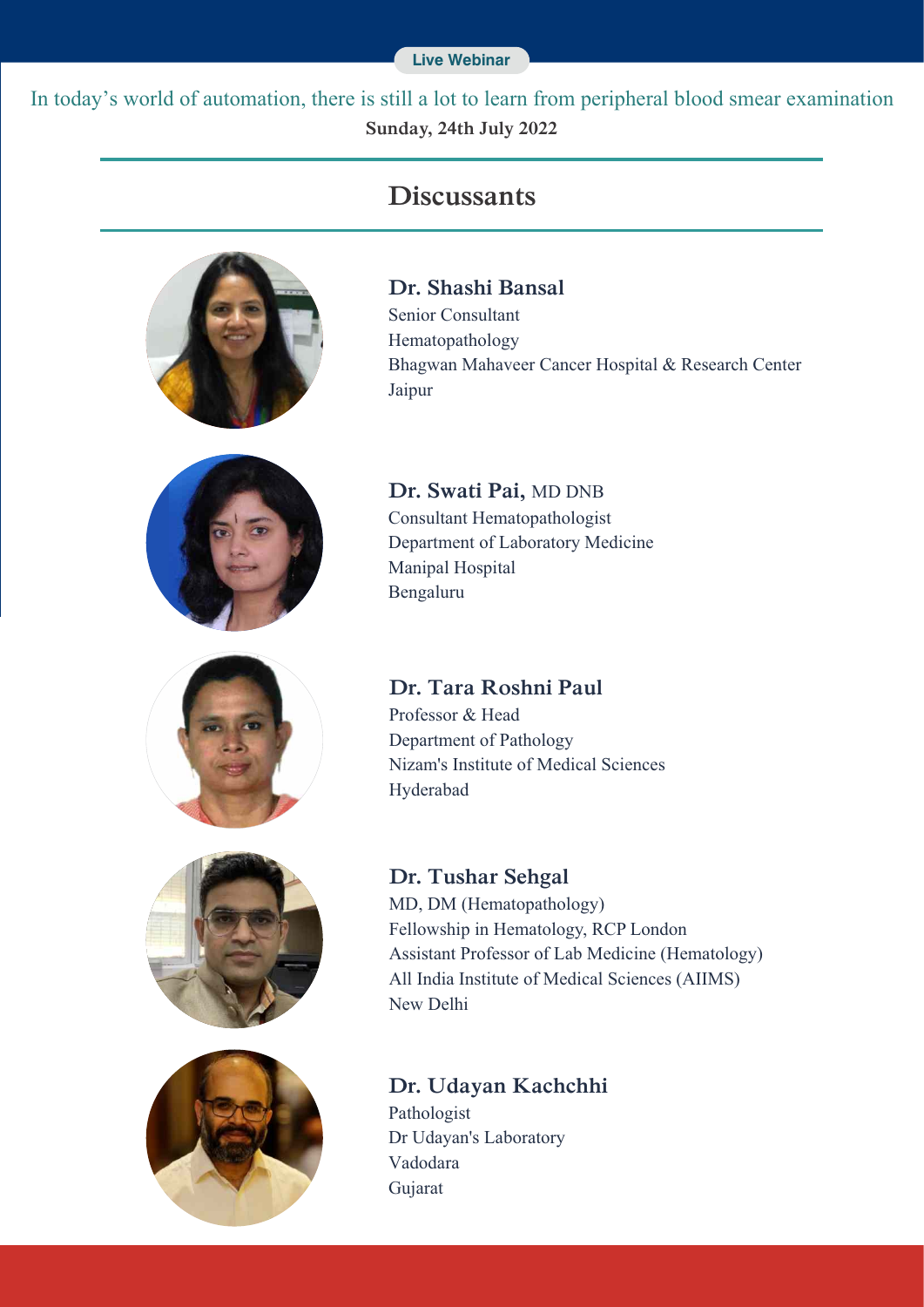Live Webinar

In today's world of automation, there is still a lot to learn from peripheral blood smear examination

**Sunday, 24th July 2022**

## Discussants

**Dr. Shashi Bansal**
Senior Consultant
Hematopathology
Bhagwan Mahaveer Cancer Hospital & Research Center
Jaipur

**Dr. Swati Pai,** MD DNB
Consultant Hematopathologist
Department of Laboratory Medicine
Manipal Hospital
Bengaluru

**Dr. Tara Roshni Paul**
Professor & Head
Department of Pathology
Nizam's Institute of Medical Sciences
Hyderabad

**Dr. Tushar Sehgal**
MD, DM (Hematopathology)
Fellowship in Hematology, RCP London
Assistant Professor of Lab Medicine (Hematology)
All India Institute of Medical Sciences (AIIMS)
New Delhi

**Dr. Udayan Kachchhi**
Pathologist
Dr Udayan's Laboratory
Vadodara
Gujarat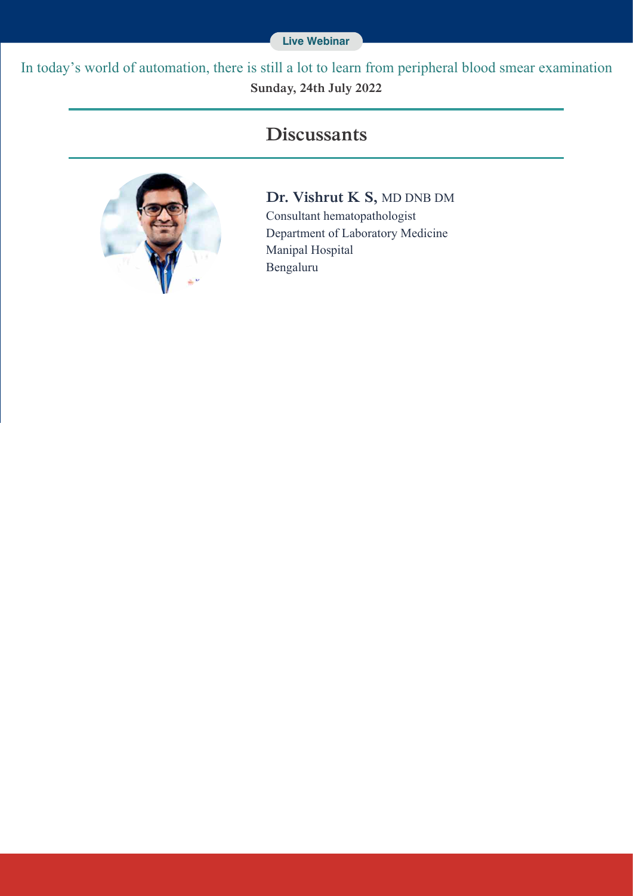Live Webinar

In today's world of automation, there is still a lot to learn from peripheral blood smear examination

**Sunday, 24th July 2022**

## Discussants

**Dr. Vishrut K S,** MD DNB DM
Consultant hematopathologist
Department of Laboratory Medicine
Manipal Hospital
Bengaluru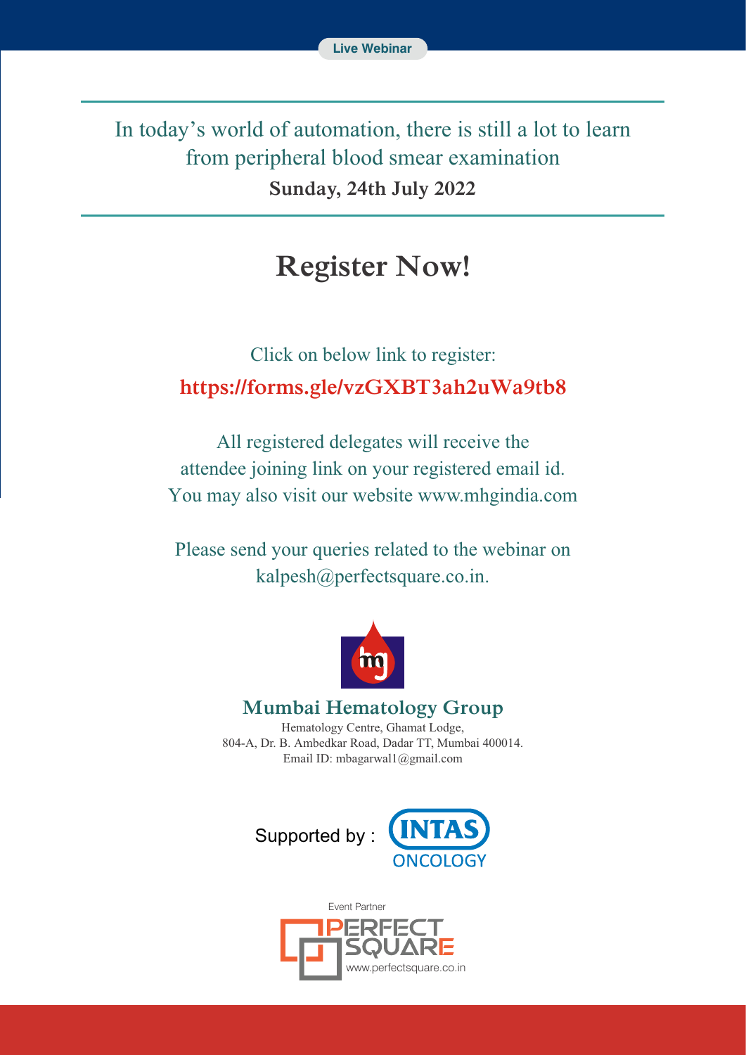Live Webinar

In today's world of automation, there is still a lot to learn from peripheral blood smear examination

**Sunday, 24th July 2022**

# Register Now!

Click on below link to register:

**https://forms.gle/vzGXBT3ah2uWa9tb8**

All registered delegates will receive the attendee joining link on your registered email id. You may also visit our website www.mhgindia.com

Please send your queries related to the webinar on kalpesh@perfectsquare.co.in.

## Mumbai Hematology Group

Hematology Centre, Ghamat Lodge,
804-A, Dr. B. Ambedkar Road, Dadar TT, Mumbai 400014.
Email ID: mbagarwal1@gmail.com

Supported by : INTAS ONCOLOGY

Event Partner
PERFECT SQUARE
www.perfectsquare.co.in